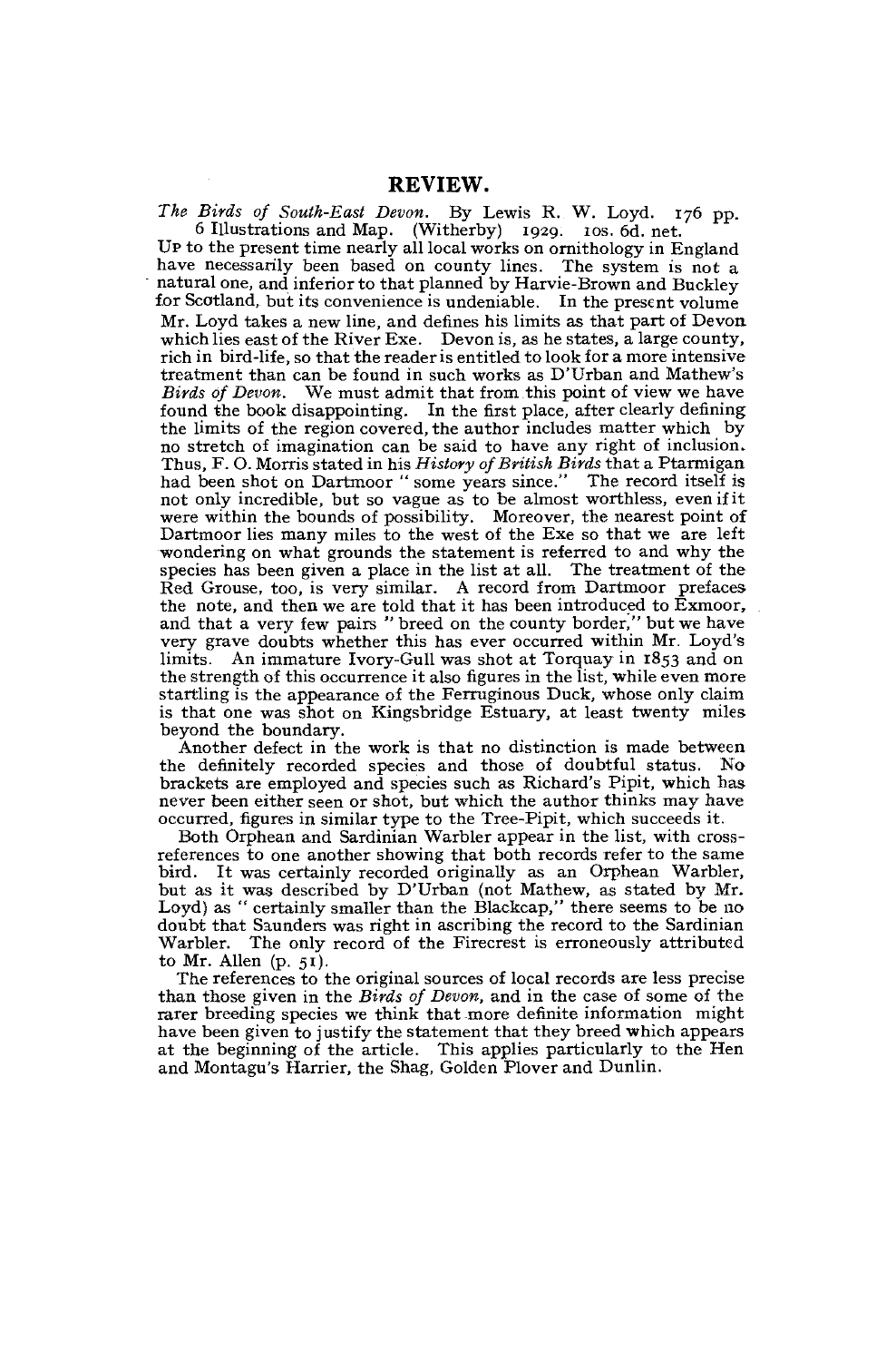## REVIEW.

*The Birds of South-East Devon.* By Lewis R. W. Loyd. 176 pp. 6 Illustrations and Map. (Witherby) 1929. 10s. 6d. net.

UP to the present time nearly all local works on ornithology in England have necessarily been based on county lines. The system is not a natural one, and inferior to that planned by Harvie-Brown and Buckley for Scotland, but its convenience is undeniable. In the present volume Mr. Loyd takes a new line, and defines his limits as that part of Devon which lies east of the River Exe. Devon is, as he states, a large county, rich in bird-life, so that the reader is entitled to look for a more intensive treatment than can be found in such works as D'Urban and Mathew's *Birds of Devon.* We must admit that from this point of view we have found the book disappointing. In the first place, after clearly defining the limits of the region covered, the author includes matter which by no stretch of imagination can be said to have any right of inclusion. Thus, F. O. Morris stated in his *History of British Birds* that a Ptarmigan had been shot on Dartmoor "some years since." The record itself is not only incredible, but so vague as to be almost worthless, even if it were within the bounds of possibility. Moreover, the nearest point of Dartmoor lies many miles to the west of the Exe so that we are left wondering on what grounds the statement is referred to and why the species has been given a place in the list at all. The treatment of the Red Grouse, too, is very similar. A record from Dartmoor prefaces the note, and then we are told that it has been introduced to Exmoor, and that a very few pairs "breed on the county border," but we have very grave doubts whether this has ever occurred within Mr. Loyd's limits. An immature Ivory-Gull was shot at Torquay in 1853 and on the strength of this occurrence it also figures in the list, while even more startling is the appearance of the Ferruginous Duck, whose only claim is that one was shot on Kingsbridge Estuary, at least twenty miles beyond the boundary.

Another defect in the work is that no distinction is made between the definitely recorded species and those of doubtful status. No brackets are employed and species such as Richard's Pipit, which has never been either seen or shot, but which the author thinks may have occurred, figures in similar type to the Tree-Pipit, which succeeds it.

Both Orphean and Sardinian Warbler appear in the list, with cross-references to one another showing that both records refer to the same bird. It was certainly recorded originally as an Orphean Warbler, but as it was described by D'Urban (not Mathew, as stated by Mr. Loyd) as "certainly smaller than the Blackcap," there seems to be no doubt that Saunders was right in ascribing the record to the Sardinian Warbler. The only record of the Firecrest is erroneously attributed to Mr. Allen (p. 51).

The references to the original sources of local records are less precise than those given in the *Birds of Devon,* and in the case of some of the rarer breeding species we think that more definite information might have been given to justify the statement that they breed which appears at the beginning of the article. This applies particularly to the Hen and Montagu's Harrier, the Shag, Golden Plover and Dunlin.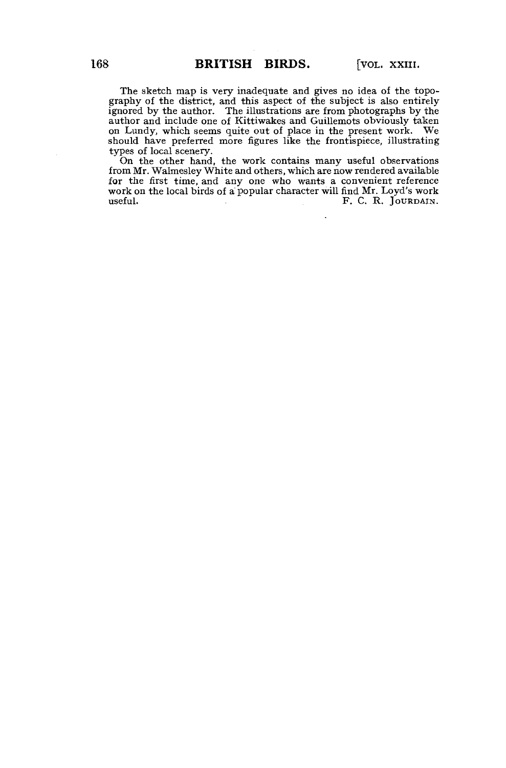The sketch map is very inadequate and gives no idea of the topography of the district, and this aspect of the subject is also entirely ignored by the author. The illustrations are from photographs by the author and include one of Kittiwakes and Guillemots obviously taken on Lundy, which seems quite out of place in the present work. We should have preferred more figures like the frontispiece, illustrating types of local scenery.

On the other hand, the work contains many useful observations from Mr. Walmesley White and others, which are now rendered available for the first time, and any one who wants a convenient reference work on the local birds of a popular character will find Mr. Loyd's work useful.

F. C. R. Jourdain.